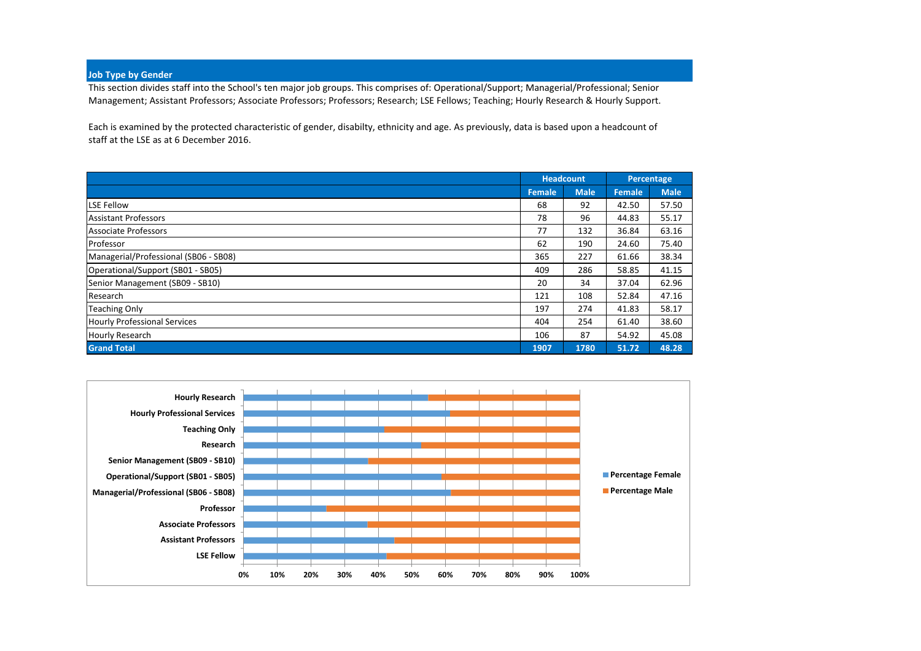## Job Type by Gender

This section divides staff into the School's ten major job groups. This comprises of: Operational/Support; Managerial/Professional; Senior Management; Assistant Professors; Associate Professors; Professors; Research; LSE Fellows; Teaching; Hourly Research & Hourly Support.

Each is examined by the protected characteristic of gender, disabilty, ethnicity and age. As previously, data is based upon a headcount of staff at the LSE as at 6 December 2016.

| | Headcount | | Percentage | |
|---|---|---|---|---|
| | Female | Male | Female | Male |
| LSE Fellow | 68 | 92 | 42.50 | 57.50 |
| Assistant Professors | 78 | 96 | 44.83 | 55.17 |
| Associate Professors | 77 | 132 | 36.84 | 63.16 |
| Professor | 62 | 190 | 24.60 | 75.40 |
| Managerial/Professional (SB06 - SB08) | 365 | 227 | 61.66 | 38.34 |
| Operational/Support (SB01 - SB05) | 409 | 286 | 58.85 | 41.15 |
| Senior Management (SB09 - SB10) | 20 | 34 | 37.04 | 62.96 |
| Research | 121 | 108 | 52.84 | 47.16 |
| Teaching Only | 197 | 274 | 41.83 | 58.17 |
| Hourly Professional Services | 404 | 254 | 61.40 | 38.60 |
| Hourly Research | 106 | 87 | 54.92 | 45.08 |
| **Grand Total** | **1907** | **1780** | **51.72** | **48.28** |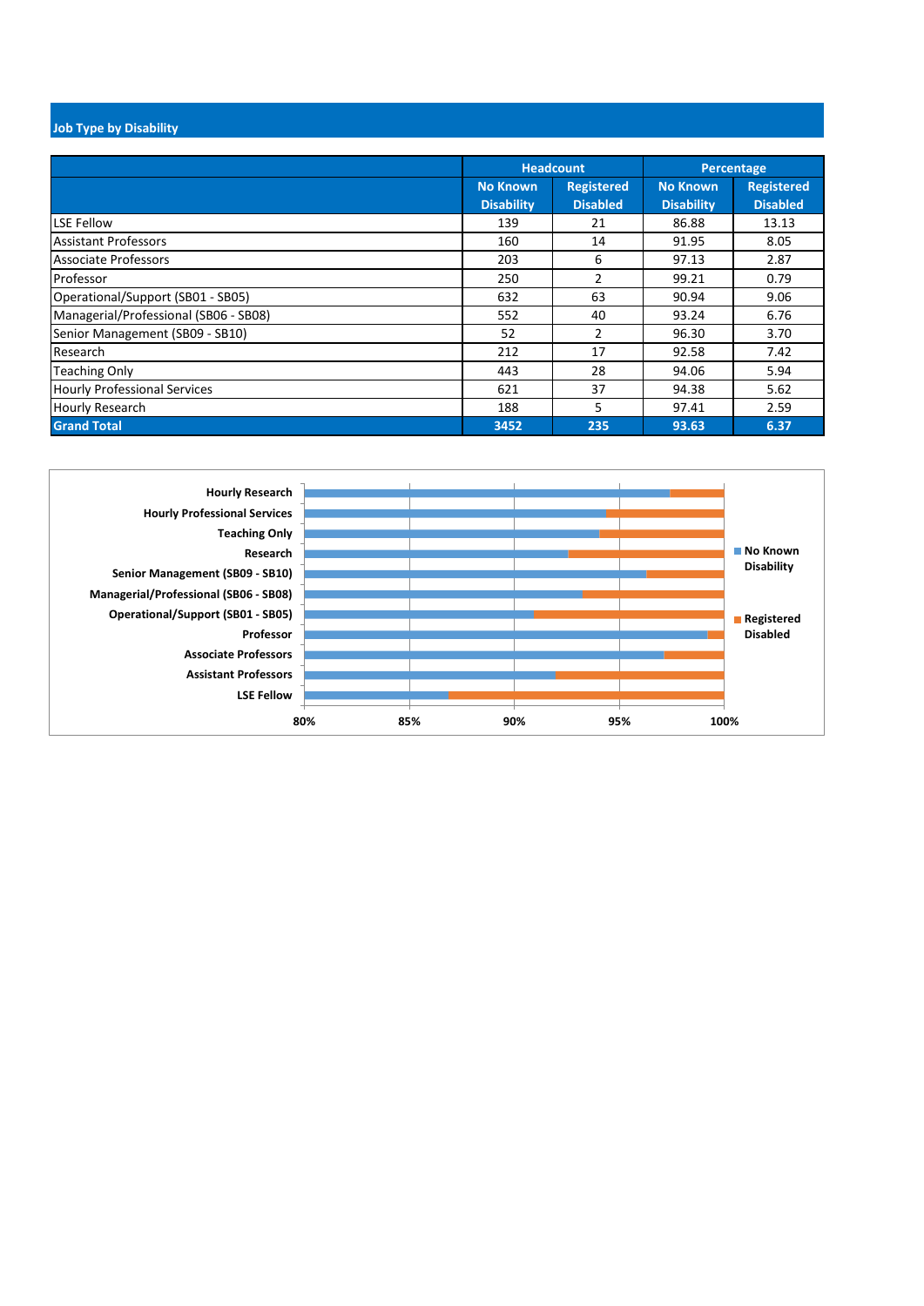## Job Type by Disability

| | Headcount | | Percentage | |
|---|---|---|---|---|
| | No Known Disability | Registered Disabled | No Known Disability | Registered Disabled |
| LSE Fellow | 139 | 21 | 86.88 | 13.13 |
| Assistant Professors | 160 | 14 | 91.95 | 8.05 |
| Associate Professors | 203 | 6 | 97.13 | 2.87 |
| Professor | 250 | 2 | 99.21 | 0.79 |
| Operational/Support (SB01 - SB05) | 632 | 63 | 90.94 | 9.06 |
| Managerial/Professional (SB06 - SB08) | 552 | 40 | 93.24 | 6.76 |
| Senior Management (SB09 - SB10) | 52 | 2 | 96.30 | 3.70 |
| Research | 212 | 17 | 92.58 | 7.42 |
| Teaching Only | 443 | 28 | 94.06 | 5.94 |
| Hourly Professional Services | 621 | 37 | 94.38 | 5.62 |
| Hourly Research | 188 | 5 | 97.41 | 2.59 |
| **Grand Total** | **3452** | **235** | **93.63** | **6.37** |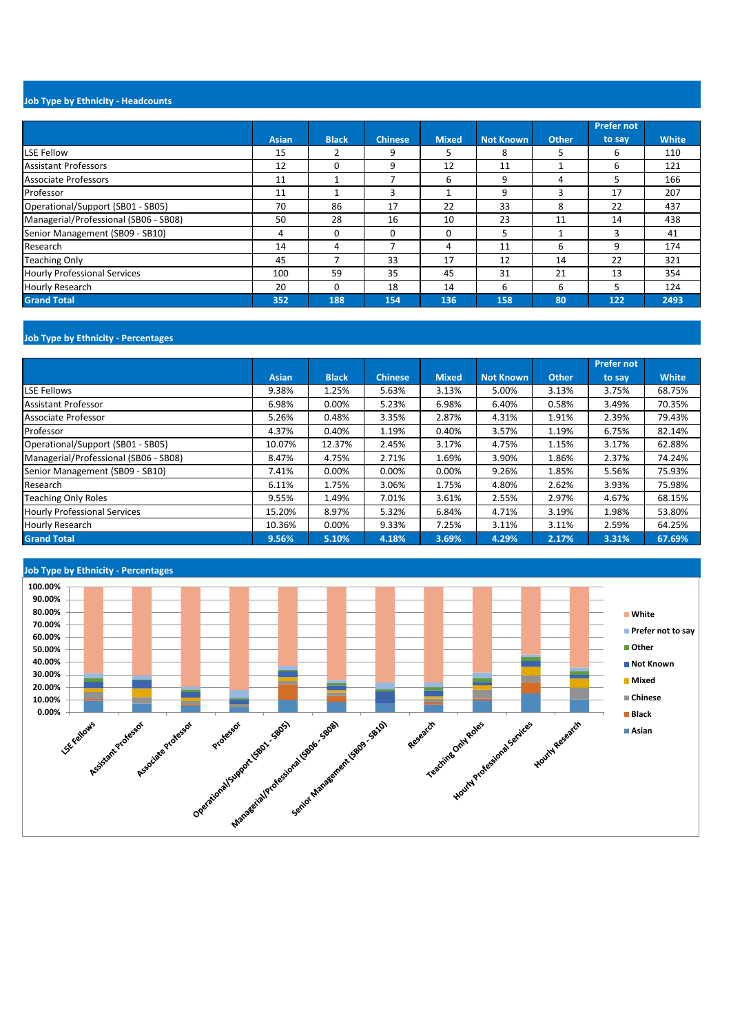## Job Type by Ethnicity - Headcounts

| | Asian | Black | Chinese | Mixed | Not Known | Other | Prefer not to say | White |
|---|---|---|---|---|---|---|---|---|
| LSE Fellow | 15 | 2 | 9 | 5 | 8 | 5 | 6 | 110 |
| Assistant Professors | 12 | 0 | 9 | 12 | 11 | 1 | 6 | 121 |
| Associate Professors | 11 | 1 | 7 | 6 | 9 | 4 | 5 | 166 |
| Professor | 11 | 1 | 3 | 1 | 9 | 3 | 17 | 207 |
| Operational/Support (SB01 - SB05) | 70 | 86 | 17 | 22 | 33 | 8 | 22 | 437 |
| Managerial/Professional (SB06 - SB08) | 50 | 28 | 16 | 10 | 23 | 11 | 14 | 438 |
| Senior Management (SB09 - SB10) | 4 | 0 | 0 | 0 | 5 | 1 | 3 | 41 |
| Research | 14 | 4 | 7 | 4 | 11 | 6 | 9 | 174 |
| Teaching Only | 45 | 7 | 33 | 17 | 12 | 14 | 22 | 321 |
| Hourly Professional Services | 100 | 59 | 35 | 45 | 31 | 21 | 13 | 354 |
| Hourly Research | 20 | 0 | 18 | 14 | 6 | 6 | 5 | 124 |
| **Grand Total** | **352** | **188** | **154** | **136** | **158** | **80** | **122** | **2493** |

## Job Type by Ethnicity - Percentages

| | Asian | Black | Chinese | Mixed | Not Known | Other | Prefer not to say | White |
|---|---|---|---|---|---|---|---|---|
| LSE Fellows | 9.38% | 1.25% | 5.63% | 3.13% | 5.00% | 3.13% | 3.75% | 68.75% |
| Assistant Professor | 6.98% | 0.00% | 5.23% | 6.98% | 6.40% | 0.58% | 3.49% | 70.35% |
| Associate Professor | 5.26% | 0.48% | 3.35% | 2.87% | 4.31% | 1.91% | 2.39% | 79.43% |
| Professor | 4.37% | 0.40% | 1.19% | 0.40% | 3.57% | 1.19% | 6.75% | 82.14% |
| Operational/Support (SB01 - SB05) | 10.07% | 12.37% | 2.45% | 3.17% | 4.75% | 1.15% | 3.17% | 62.88% |
| Managerial/Professional (SB06 - SB08) | 8.47% | 4.75% | 2.71% | 1.69% | 3.90% | 1.86% | 2.37% | 74.24% |
| Senior Management (SB09 - SB10) | 7.41% | 0.00% | 0.00% | 0.00% | 9.26% | 1.85% | 5.56% | 75.93% |
| Research | 6.11% | 1.75% | 3.06% | 1.75% | 4.80% | 2.62% | 3.93% | 75.98% |
| Teaching Only Roles | 9.55% | 1.49% | 7.01% | 3.61% | 2.55% | 2.97% | 4.67% | 68.15% |
| Hourly Professional Services | 15.20% | 8.97% | 5.32% | 6.84% | 4.71% | 3.19% | 1.98% | 53.80% |
| Hourly Research | 10.36% | 0.00% | 9.33% | 7.25% | 3.11% | 3.11% | 2.59% | 64.25% |
| **Grand Total** | **9.56%** | **5.10%** | **4.18%** | **3.69%** | **4.29%** | **2.17%** | **3.31%** | **67.69%** |

## Job Type by Ethnicity - Percentages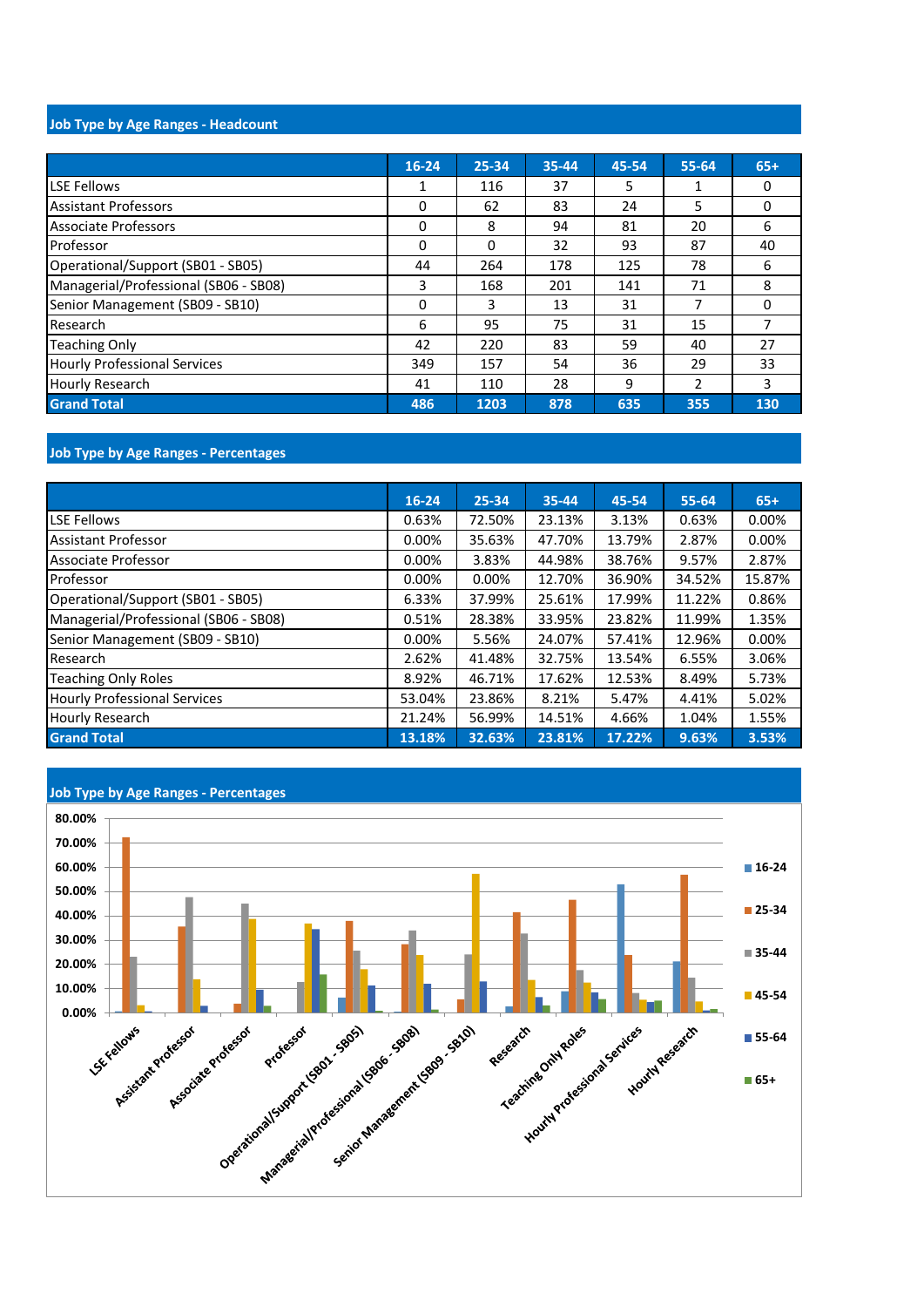## Job Type by Age Ranges - Headcount

| | 16-24 | 25-34 | 35-44 | 45-54 | 55-64 | 65+ |
|---|---|---|---|---|---|---|
| LSE Fellows | 1 | 116 | 37 | 5 | 1 | 0 |
| Assistant Professors | 0 | 62 | 83 | 24 | 5 | 0 |
| Associate Professors | 0 | 8 | 94 | 81 | 20 | 6 |
| Professor | 0 | 0 | 32 | 93 | 87 | 40 |
| Operational/Support (SB01 - SB05) | 44 | 264 | 178 | 125 | 78 | 6 |
| Managerial/Professional (SB06 - SB08) | 3 | 168 | 201 | 141 | 71 | 8 |
| Senior Management (SB09 - SB10) | 0 | 3 | 13 | 31 | 7 | 0 |
| Research | 6 | 95 | 75 | 31 | 15 | 7 |
| Teaching Only | 42 | 220 | 83 | 59 | 40 | 27 |
| Hourly Professional Services | 349 | 157 | 54 | 36 | 29 | 33 |
| Hourly Research | 41 | 110 | 28 | 9 | 2 | 3 |
| **Grand Total** | **486** | **1203** | **878** | **635** | **355** | **130** |

## Job Type by Age Ranges - Percentages

| | 16-24 | 25-34 | 35-44 | 45-54 | 55-64 | 65+ |
|---|---|---|---|---|---|---|
| LSE Fellows | 0.63% | 72.50% | 23.13% | 3.13% | 0.63% | 0.00% |
| Assistant Professor | 0.00% | 35.63% | 47.70% | 13.79% | 2.87% | 0.00% |
| Associate Professor | 0.00% | 3.83% | 44.98% | 38.76% | 9.57% | 2.87% |
| Professor | 0.00% | 0.00% | 12.70% | 36.90% | 34.52% | 15.87% |
| Operational/Support (SB01 - SB05) | 6.33% | 37.99% | 25.61% | 17.99% | 11.22% | 0.86% |
| Managerial/Professional (SB06 - SB08) | 0.51% | 28.38% | 33.95% | 23.82% | 11.99% | 1.35% |
| Senior Management (SB09 - SB10) | 0.00% | 5.56% | 24.07% | 57.41% | 12.96% | 0.00% |
| Research | 2.62% | 41.48% | 32.75% | 13.54% | 6.55% | 3.06% |
| Teaching Only Roles | 8.92% | 46.71% | 17.62% | 12.53% | 8.49% | 5.73% |
| Hourly Professional Services | 53.04% | 23.86% | 8.21% | 5.47% | 4.41% | 5.02% |
| Hourly Research | 21.24% | 56.99% | 14.51% | 4.66% | 1.04% | 1.55% |
| **Grand Total** | **13.18%** | **32.63%** | **23.81%** | **17.22%** | **9.63%** | **3.53%** |

## Job Type by Age Ranges - Percentages

80.00%
70.00%
60.00%
50.00%
40.00%
30.00%
20.00%
10.00%
0.00%

LSE Fellows
Assistant Professor
Associate Professor
Professor
Operational/Support (SB01 - SB05)
Managerial/Professional (SB06 - SB08)
Senior Management (SB09 - SB10)
Research
Teaching Only Roles
Hourly Professional Services
Hourly Research

16-24
25-34
35-44
45-54
55-64
65+